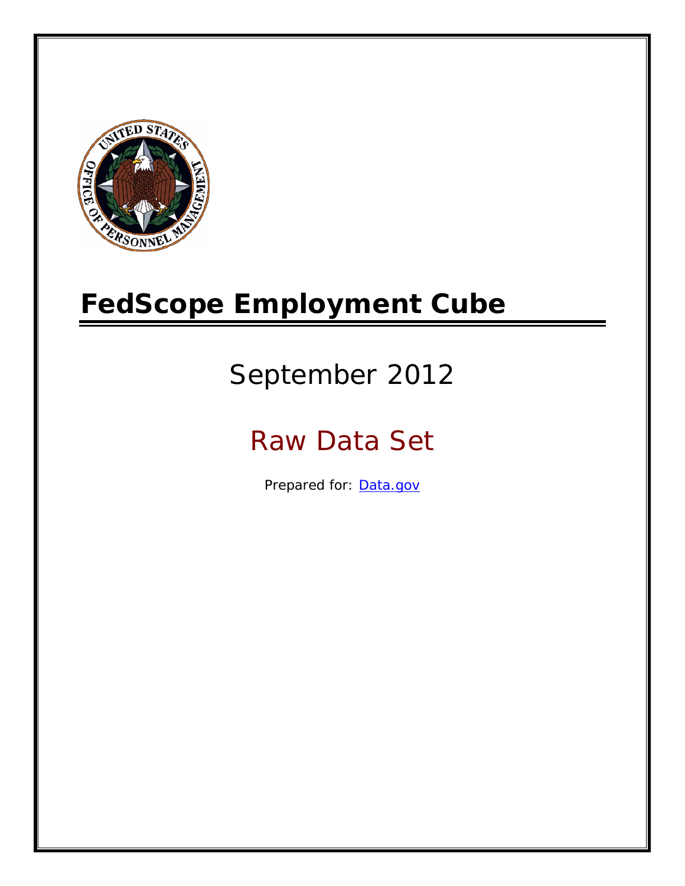# FedScope Employment Cube

## September 2012

## Raw Data Set

Prepared for: [Data.gov](Data.gov)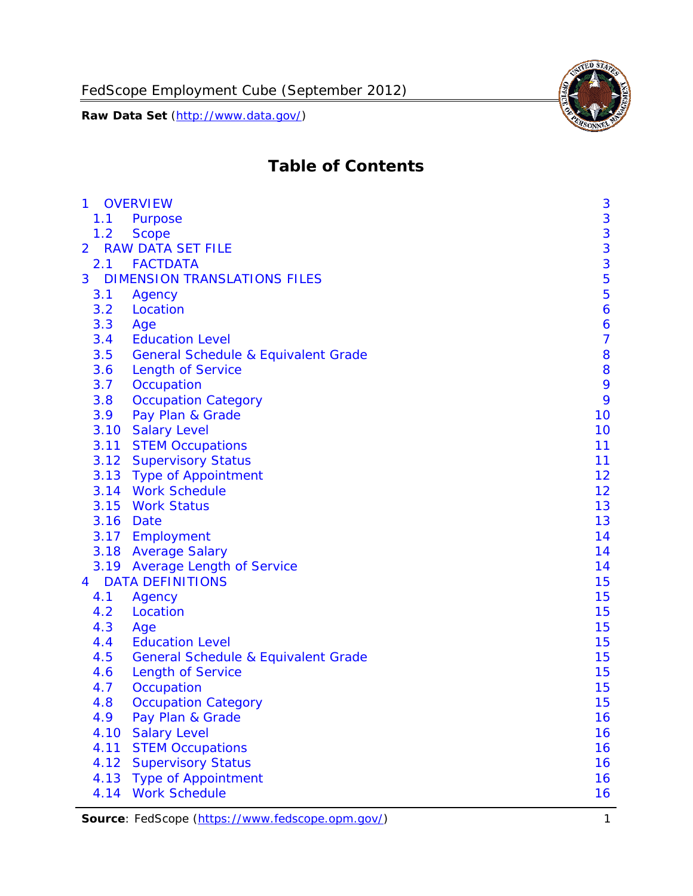# Table of Contents

| | | |
|---|---|---|
| 1 | OVERVIEW | 3 |
| 1.1 | Purpose | 3 |
| 1.2 | Scope | 3 |
| 2 | RAW DATA SET FILE | 3 |
| 2.1 | FACTDATA | 3 |
| 3 | DIMENSION TRANSLATIONS FILES | 5 |
| 3.1 | Agency | 5 |
| 3.2 | Location | 6 |
| 3.3 | Age | 6 |
| 3.4 | Education Level | 7 |
| 3.5 | General Schedule & Equivalent Grade | 8 |
| 3.6 | Length of Service | 8 |
| 3.7 | Occupation | 9 |
| 3.8 | Occupation Category | 9 |
| 3.9 | Pay Plan & Grade | 10 |
| 3.10 | Salary Level | 10 |
| 3.11 | STEM Occupations | 11 |
| 3.12 | Supervisory Status | 11 |
| 3.13 | Type of Appointment | 12 |
| 3.14 | Work Schedule | 12 |
| 3.15 | Work Status | 13 |
| 3.16 | Date | 13 |
| 3.17 | Employment | 14 |
| 3.18 | Average Salary | 14 |
| 3.19 | Average Length of Service | 14 |
| 4 | DATA DEFINITIONS | 15 |
| 4.1 | Agency | 15 |
| 4.2 | Location | 15 |
| 4.3 | Age | 15 |
| 4.4 | Education Level | 15 |
| 4.5 | General Schedule & Equivalent Grade | 15 |
| 4.6 | Length of Service | 15 |
| 4.7 | Occupation | 15 |
| 4.8 | Occupation Category | 15 |
| 4.9 | Pay Plan & Grade | 16 |
| 4.10 | Salary Level | 16 |
| 4.11 | STEM Occupations | 16 |
| 4.12 | Supervisory Status | 16 |
| 4.13 | Type of Appointment | 16 |
| 4.14 | Work Schedule | 16 |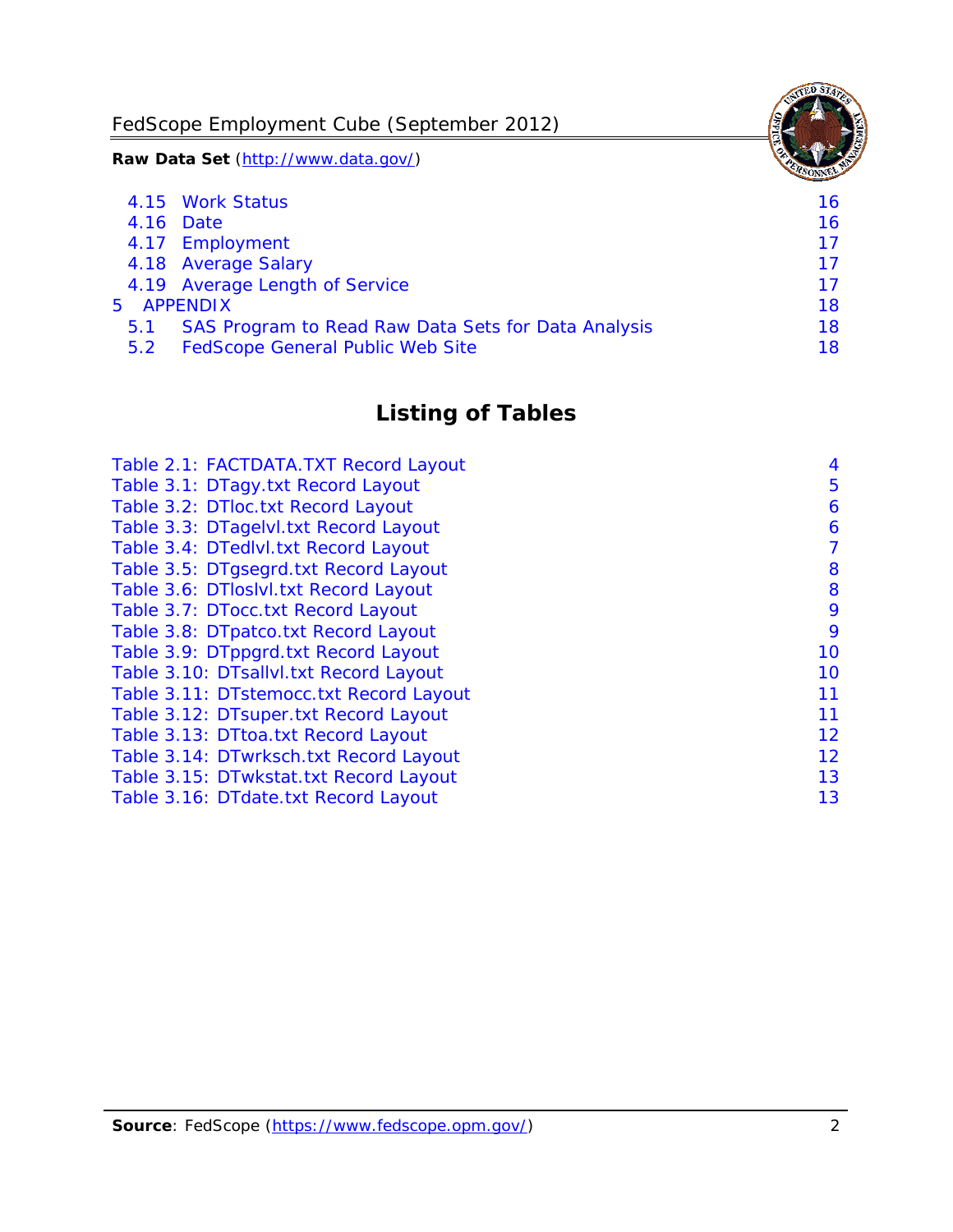4.15 Work Status 16
4.16 Date 16
4.17 Employment 17
4.18 Average Salary 17
4.19 Average Length of Service 17
5 APPENDIX 18
5.1 SAS Program to Read Raw Data Sets for Data Analysis 18
5.2 FedScope General Public Web Site 18

## Listing of Tables

Table 2.1: FACTDATA.TXT Record Layout 4
Table 3.1: DTagy.txt Record Layout 5
Table 3.2: DTloc.txt Record Layout 6
Table 3.3: DTagelvl.txt Record Layout 6
Table 3.4: DTedlvl.txt Record Layout 7
Table 3.5: DTgsegrd.txt Record Layout 8
Table 3.6: DTloslvl.txt Record Layout 8
Table 3.7: DTocc.txt Record Layout 9
Table 3.8: DTpatco.txt Record Layout 9
Table 3.9: DTppgrd.txt Record Layout 10
Table 3.10: DTsallvl.txt Record Layout 10
Table 3.11: DTstemocc.txt Record Layout 11
Table 3.12: DTsuper.txt Record Layout 11
Table 3.13: DTtoa.txt Record Layout 12
Table 3.14: DTwrksch.txt Record Layout 12
Table 3.15: DTwkstat.txt Record Layout 13
Table 3.16: DTdate.txt Record Layout 13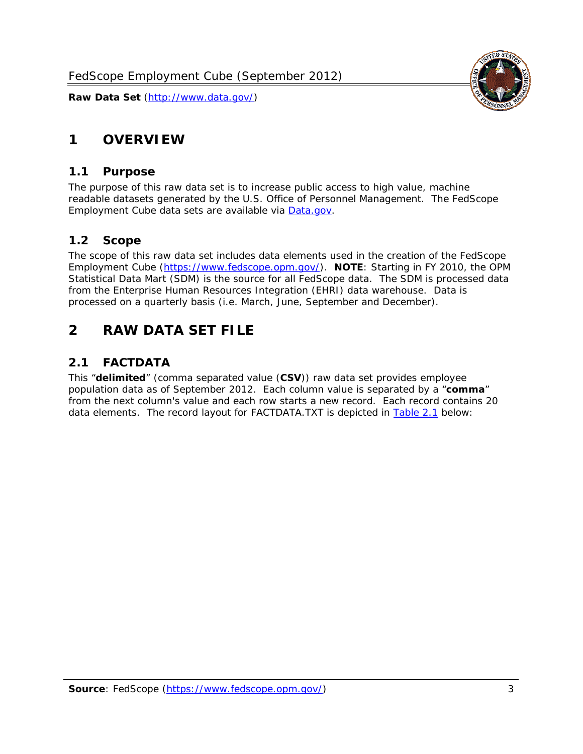# 1 OVERVIEW

## 1.1 Purpose

The purpose of this raw data set is to increase public access to high value, machine readable datasets generated by the U.S. Office of Personnel Management. The FedScope Employment Cube data sets are available via [Data.gov](http://www.data.gov/).

## 1.2 Scope

The scope of this raw data set includes data elements used in the creation of the FedScope Employment Cube ([https://www.fedscope.opm.gov/](https://www.fedscope.opm.gov/)). **NOTE**: Starting in FY 2010, the OPM Statistical Data Mart (SDM) is the source for all FedScope data. The SDM is processed data from the Enterprise Human Resources Integration (EHRI) data warehouse. Data is processed on a quarterly basis (i.e. March, June, September and December).

# 2 RAW DATA SET FILE

## 2.1 FACTDATA

This "**delimited**" (comma separated value (**CSV**)) raw data set provides employee population data as of September 2012. Each column value is separated by a "**comma**" from the next column's value and each row starts a new record. Each record contains 20 data elements. The record layout for FACTDATA.TXT is depicted in Table 2.1 below: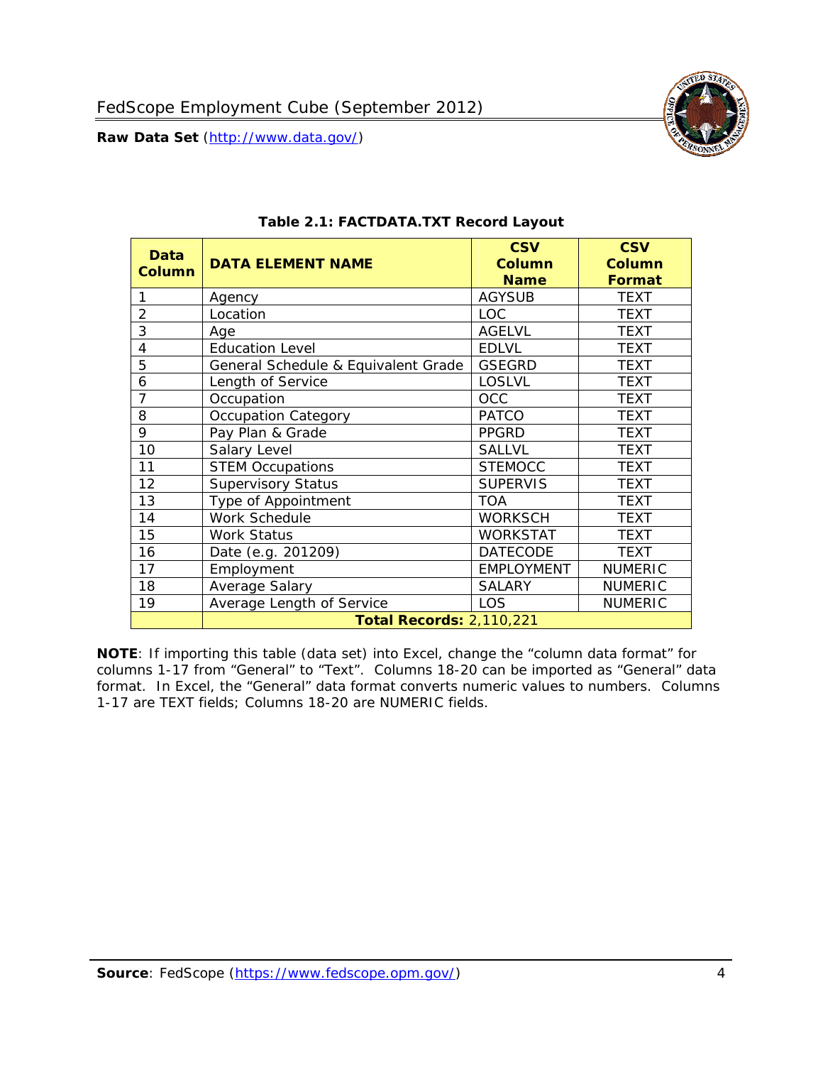**Table 2.1: FACTDATA.TXT Record Layout**

| Data Column | DATA ELEMENT NAME | CSV Column Name | CSV Column Format |
|---|---|---|---|
| 1 | Agency | AGYSUB | TEXT |
| 2 | Location | LOC | TEXT |
| 3 | Age | AGELVL | TEXT |
| 4 | Education Level | EDLVL | TEXT |
| 5 | General Schedule & Equivalent Grade | GSEGRD | TEXT |
| 6 | Length of Service | LOSLVL | TEXT |
| 7 | Occupation | OCC | TEXT |
| 8 | Occupation Category | PATCO | TEXT |
| 9 | Pay Plan & Grade | PPGRD | TEXT |
| 10 | Salary Level | SALLVL | TEXT |
| 11 | STEM Occupations | STEMOCC | TEXT |
| 12 | Supervisory Status | SUPERVIS | TEXT |
| 13 | Type of Appointment | TOA | TEXT |
| 14 | Work Schedule | WORKSCH | TEXT |
| 15 | Work Status | WORKSTAT | TEXT |
| 16 | Date (e.g. 201209) | DATECODE | TEXT |
| 17 | Employment | EMPLOYMENT | NUMERIC |
| 18 | Average Salary | SALARY | NUMERIC |
| 19 | Average Length of Service | LOS | NUMERIC |
| | **Total Records: 2,110,221** | | |

**NOTE**: If importing this table (data set) into Excel, change the "column data format" for columns 1-17 from "General" to "Text". Columns 18-20 can be imported as "General" data format. In Excel, the "General" data format converts numeric values to numbers. Columns 1-17 are TEXT fields; Columns 18-20 are NUMERIC fields.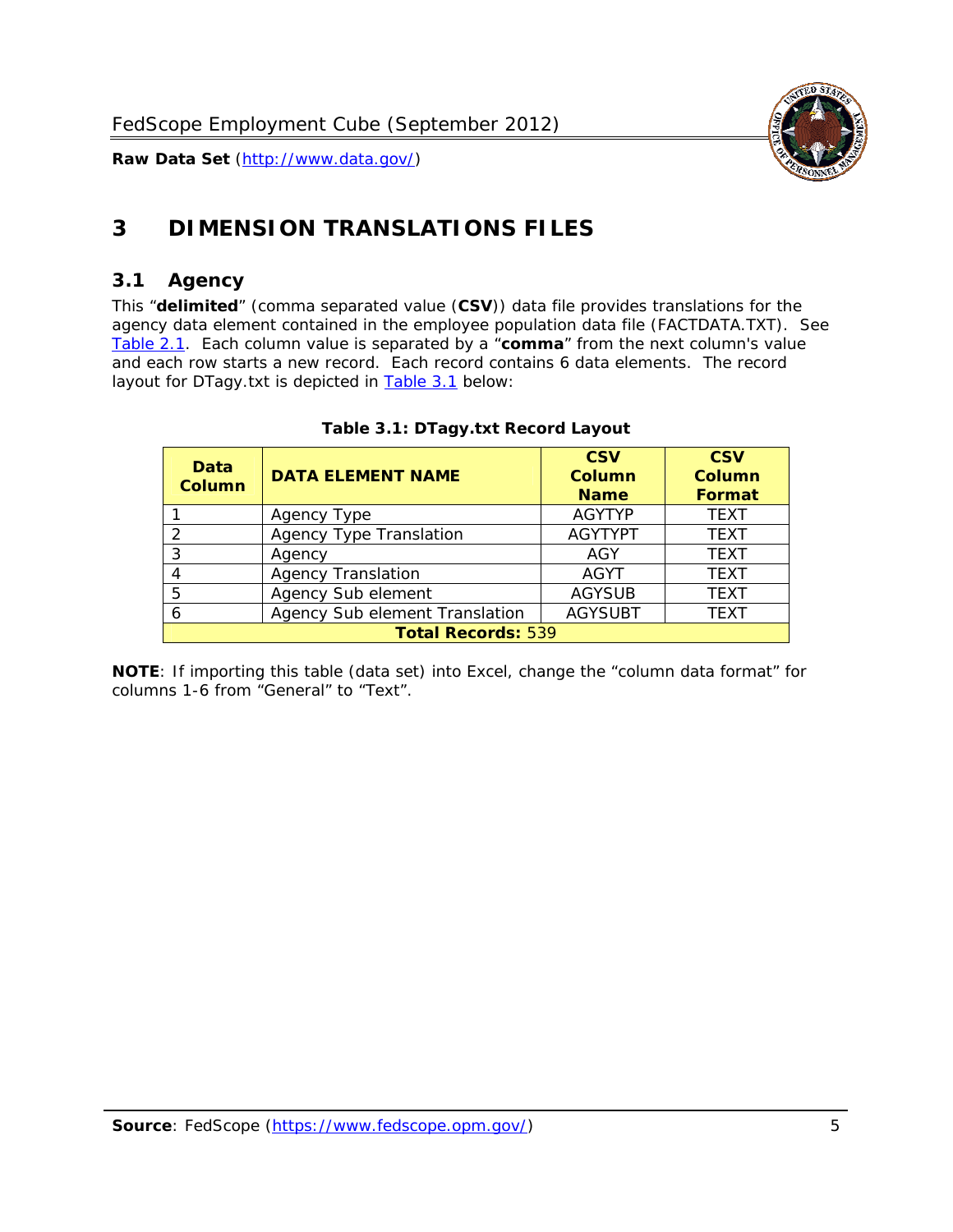# 3 DIMENSION TRANSLATIONS FILES

## 3.1 Agency

This "**delimited**" (comma separated value (**CSV**)) data file provides translations for the agency data element contained in the employee population data file (FACTDATA.TXT). See Table 2.1. Each column value is separated by a "**comma**" from the next column's value and each row starts a new record. Each record contains 6 data elements. The record layout for DTagy.txt is depicted in Table 3.1 below:

**Table 3.1: DTagy.txt Record Layout**

| Data Column | DATA ELEMENT NAME | CSV Column Name | CSV Column Format |
|---|---|---|---|
| 1 | Agency Type | AGYTYP | TEXT |
| 2 | Agency Type Translation | AGYTYPT | TEXT |
| 3 | Agency | AGY | TEXT |
| 4 | Agency Translation | AGYT | TEXT |
| 5 | Agency Sub element | AGYSUB | TEXT |
| 6 | Agency Sub element Translation | AGYSUBT | TEXT |
| **Total Records:** 539 | | | |

**NOTE**: If importing this table (data set) into Excel, change the "column data format" for columns 1-6 from "General" to "Text".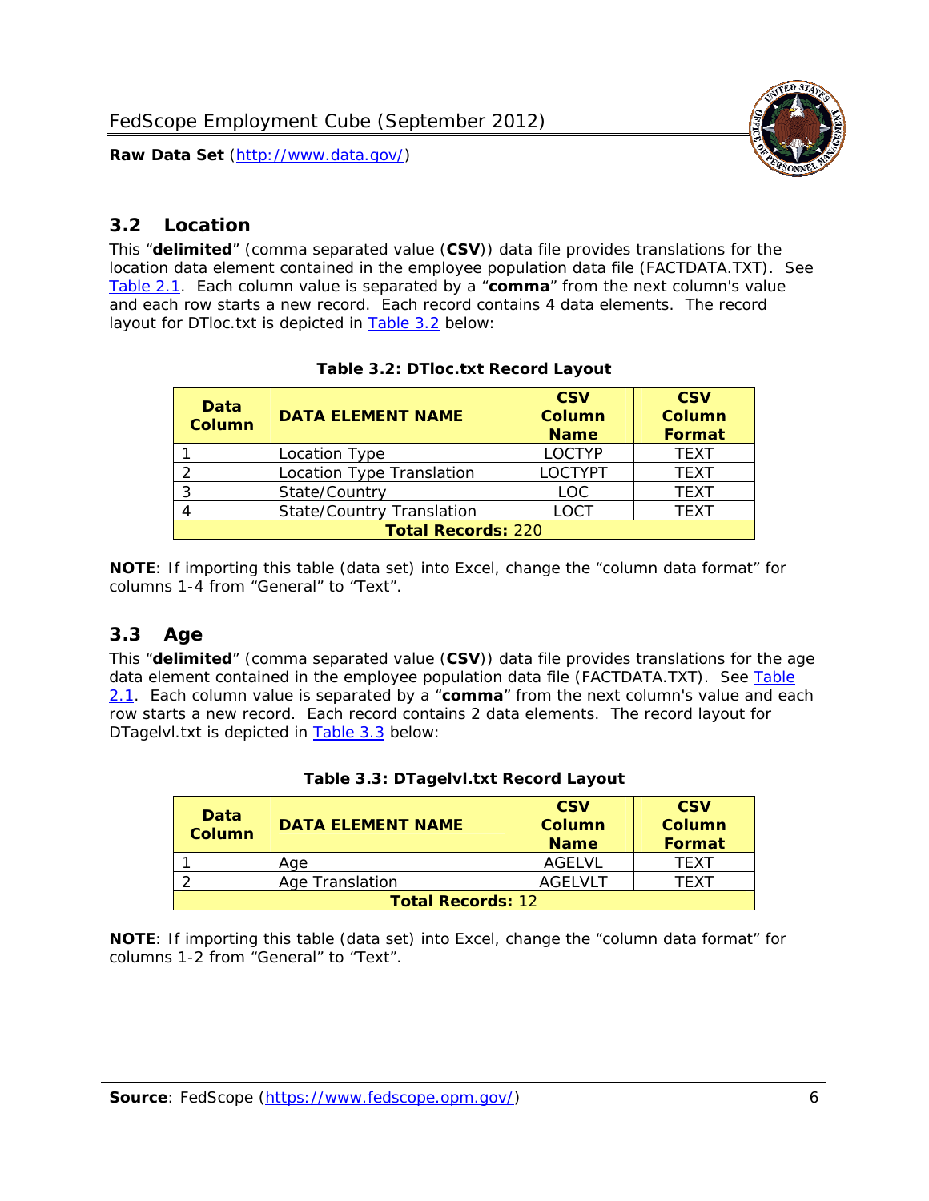## 3.2 Location

This "**delimited**" (comma separated value (**CSV**)) data file provides translations for the location data element contained in the employee population data file (FACTDATA.TXT). See Table 2.1. Each column value is separated by a "**comma**" from the next column's value and each row starts a new record. Each record contains 4 data elements. The record layout for DTloc.txt is depicted in Table 3.2 below:

**Table 3.2: DTloc.txt Record Layout**

| Data Column | DATA ELEMENT NAME | CSV Column Name | CSV Column Format |
|---|---|---|---|
| 1 | Location Type | LOCTYP | TEXT |
| 2 | Location Type Translation | LOCTYPT | TEXT |
| 3 | State/Country | LOC | TEXT |
| 4 | State/Country Translation | LOCT | TEXT |
| **Total Records:** 220 | | | |

**NOTE**: If importing this table (data set) into Excel, change the "column data format" for columns 1-4 from "General" to "Text".

## 3.3 Age

This "**delimited**" (comma separated value (**CSV**)) data file provides translations for the age data element contained in the employee population data file (FACTDATA.TXT). See Table 2.1. Each column value is separated by a "**comma**" from the next column's value and each row starts a new record. Each record contains 2 data elements. The record layout for DTagelvl.txt is depicted in Table 3.3 below:

**Table 3.3: DTagelvl.txt Record Layout**

| Data Column | DATA ELEMENT NAME | CSV Column Name | CSV Column Format |
|---|---|---|---|
| 1 | Age | AGELVL | TEXT |
| 2 | Age Translation | AGELVLT | TEXT |
| **Total Records:** 12 | | | |

**NOTE**: If importing this table (data set) into Excel, change the "column data format" for columns 1-2 from "General" to "Text".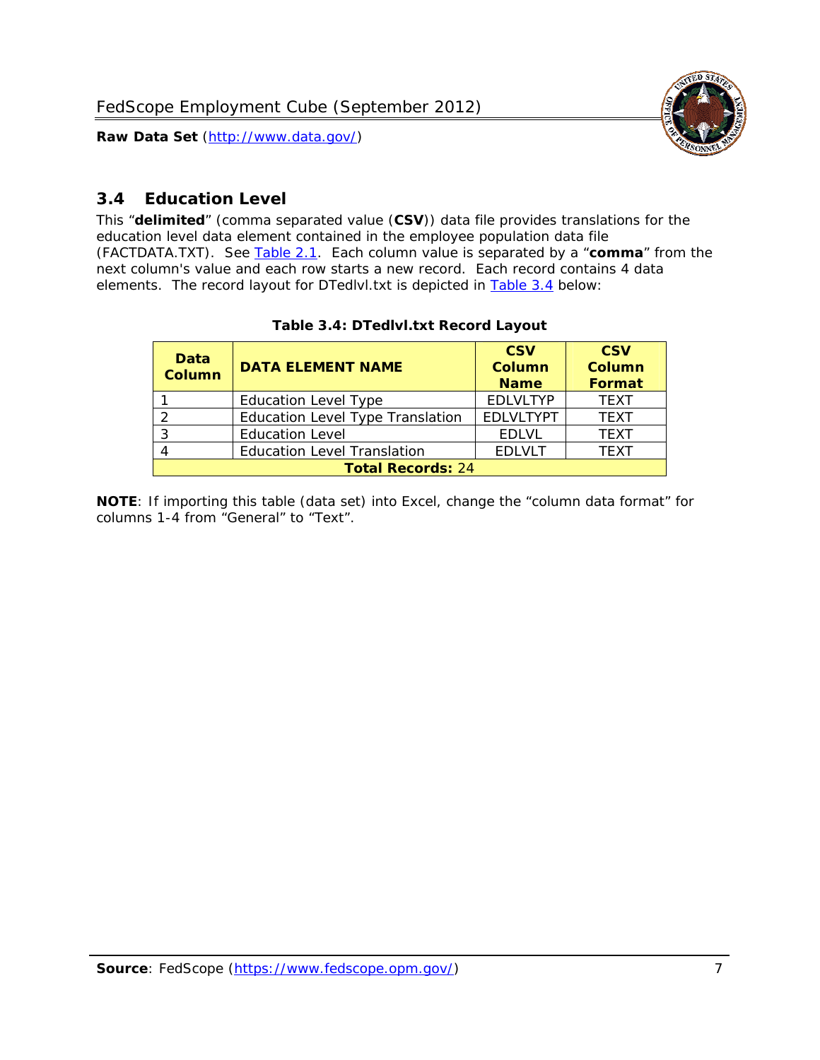## 3.4 Education Level

This "**delimited**" (comma separated value (**CSV**)) data file provides translations for the education level data element contained in the employee population data file (FACTDATA.TXT). See Table 2.1. Each column value is separated by a "**comma**" from the next column's value and each row starts a new record. Each record contains 4 data elements. The record layout for DTedlvl.txt is depicted in Table 3.4 below:

**Table 3.4: DTedlvl.txt Record Layout**

| Data Column | DATA ELEMENT NAME | CSV Column Name | CSV Column Format |
|---|---|---|---|
| 1 | Education Level Type | EDLVLTYP | TEXT |
| 2 | Education Level Type Translation | EDLVLTYPT | TEXT |
| 3 | Education Level | EDLVL | TEXT |
| 4 | Education Level Translation | EDLVLT | TEXT |
| **Total Records:** 24 | | | |

**NOTE**: If importing this table (data set) into Excel, change the "column data format" for columns 1-4 from "General" to "Text".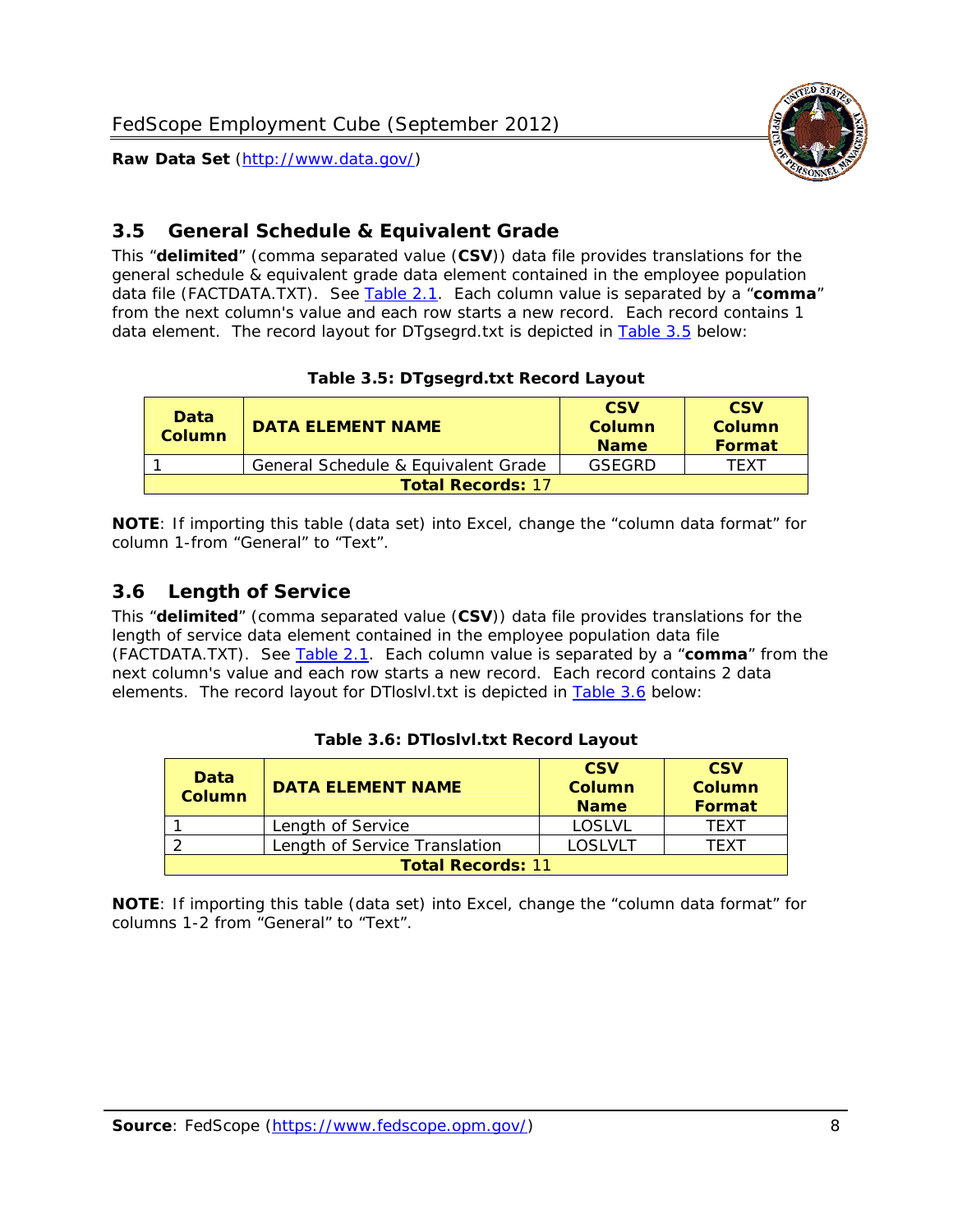## 3.5 General Schedule & Equivalent Grade

This "**delimited**" (comma separated value (**CSV**)) data file provides translations for the general schedule & equivalent grade data element contained in the employee population data file (FACTDATA.TXT). See Table 2.1. Each column value is separated by a "**comma**" from the next column's value and each row starts a new record. Each record contains 1 data element. The record layout for DTgsegrd.txt is depicted in Table 3.5 below:

**Table 3.5: DTgsegrd.txt Record Layout**

| Data Column | DATA ELEMENT NAME | CSV Column Name | CSV Column Format |
|---|---|---|---|
| 1 | General Schedule & Equivalent Grade | GSEGRD | TEXT |
| **Total Records:** 17 | | | |

**NOTE**: If importing this table (data set) into Excel, change the "column data format" for column 1-from "General" to "Text".

## 3.6 Length of Service

This "**delimited**" (comma separated value (**CSV**)) data file provides translations for the length of service data element contained in the employee population data file (FACTDATA.TXT). See Table 2.1. Each column value is separated by a "**comma**" from the next column's value and each row starts a new record. Each record contains 2 data elements. The record layout for DTloslvl.txt is depicted in Table 3.6 below:

**Table 3.6: DTloslvl.txt Record Layout**

| Data Column | DATA ELEMENT NAME | CSV Column Name | CSV Column Format |
|---|---|---|---|
| 1 | Length of Service | LOSLVL | TEXT |
| 2 | Length of Service Translation | LOSLVLT | TEXT |
| **Total Records:** 11 | | | |

**NOTE**: If importing this table (data set) into Excel, change the "column data format" for columns 1-2 from "General" to "Text".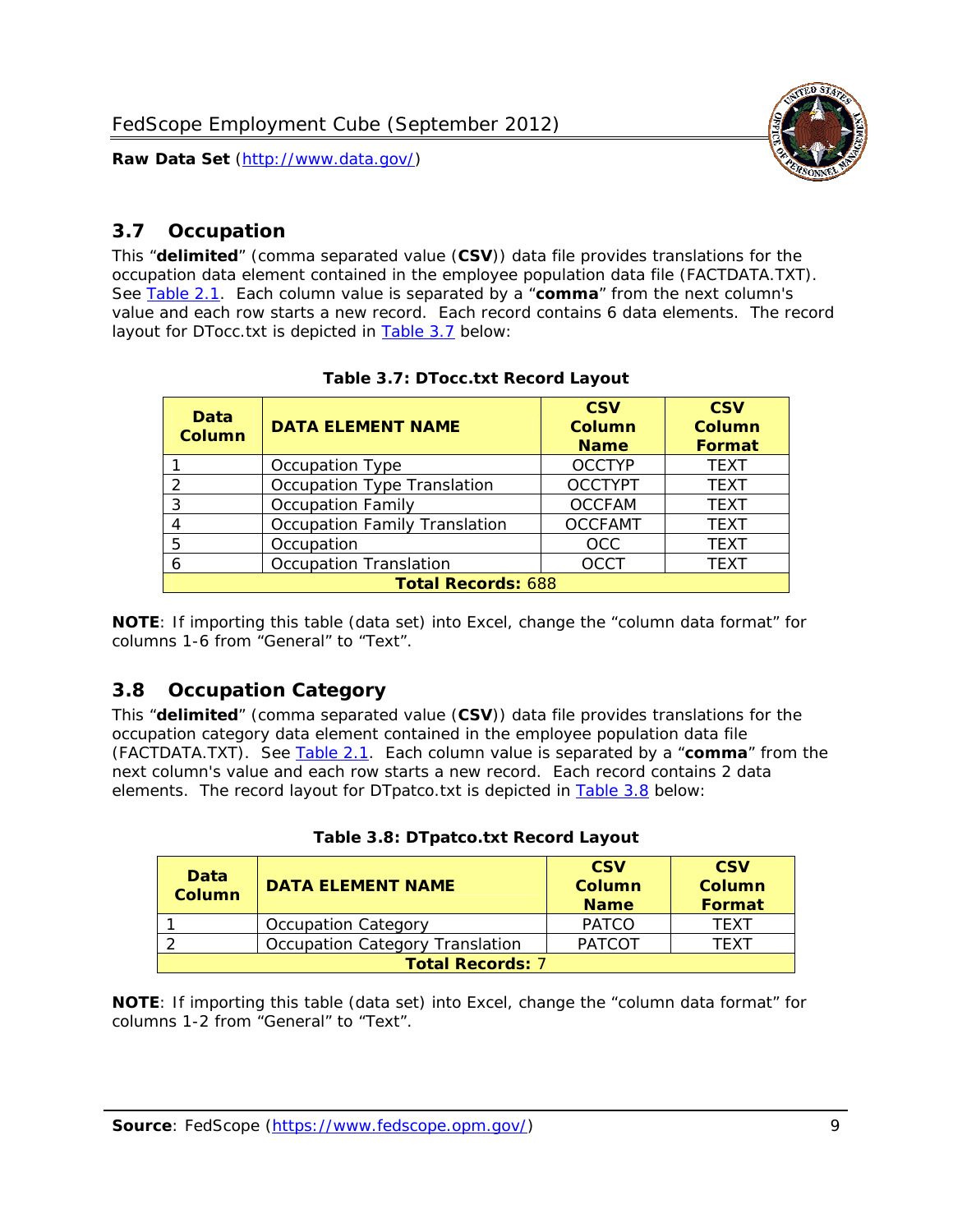## 3.7 Occupation

This "**delimited**" (comma separated value (**CSV**)) data file provides translations for the occupation data element contained in the employee population data file (FACTDATA.TXT). See Table 2.1. Each column value is separated by a "**comma**" from the next column's value and each row starts a new record. Each record contains 6 data elements. The record layout for DTocc.txt is depicted in Table 3.7 below:

**Table 3.7: DTocc.txt Record Layout**

| Data Column | DATA ELEMENT NAME | CSV Column Name | CSV Column Format |
|---|---|---|---|
| 1 | Occupation Type | OCCTYP | TEXT |
| 2 | Occupation Type Translation | OCCTYPT | TEXT |
| 3 | Occupation Family | OCCFAM | TEXT |
| 4 | Occupation Family Translation | OCCFAMT | TEXT |
| 5 | Occupation | OCC | TEXT |
| 6 | Occupation Translation | OCCT | TEXT |
| **Total Records:** 688 | | | |

**NOTE**: If importing this table (data set) into Excel, change the "column data format" for columns 1-6 from "General" to "Text".

## 3.8 Occupation Category

This "**delimited**" (comma separated value (**CSV**)) data file provides translations for the occupation category data element contained in the employee population data file (FACTDATA.TXT). See Table 2.1. Each column value is separated by a "**comma**" from the next column's value and each row starts a new record. Each record contains 2 data elements. The record layout for DTpatco.txt is depicted in Table 3.8 below:

**Table 3.8: DTpatco.txt Record Layout**

| Data Column | DATA ELEMENT NAME | CSV Column Name | CSV Column Format |
|---|---|---|---|
| 1 | Occupation Category | PATCO | TEXT |
| 2 | Occupation Category Translation | PATCOT | TEXT |
| **Total Records:** 7 | | | |

**NOTE**: If importing this table (data set) into Excel, change the "column data format" for columns 1-2 from "General" to "Text".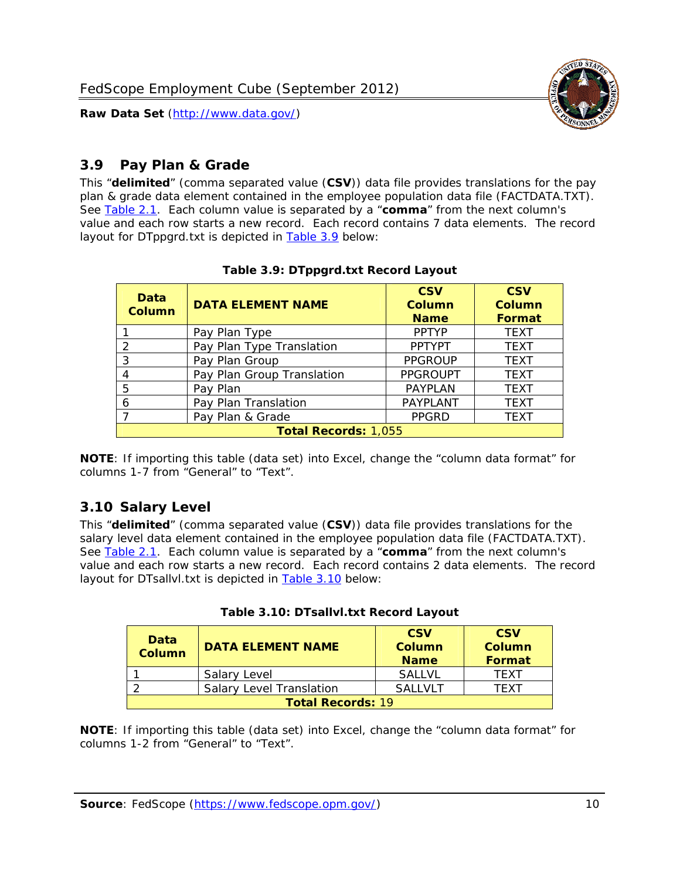## 3.9 Pay Plan & Grade

This "**delimited**" (comma separated value (**CSV**)) data file provides translations for the pay plan & grade data element contained in the employee population data file (FACTDATA.TXT). See Table 2.1. Each column value is separated by a "**comma**" from the next column's value and each row starts a new record. Each record contains 7 data elements. The record layout for DTppgrd.txt is depicted in Table 3.9 below:

**Table 3.9: DTppgrd.txt Record Layout**

| Data Column | DATA ELEMENT NAME | CSV Column Name | CSV Column Format |
|---|---|---|---|
| 1 | Pay Plan Type | PPTYP | TEXT |
| 2 | Pay Plan Type Translation | PPTYPT | TEXT |
| 3 | Pay Plan Group | PPGROUP | TEXT |
| 4 | Pay Plan Group Translation | PPGROUPT | TEXT |
| 5 | Pay Plan | PAYPLAN | TEXT |
| 6 | Pay Plan Translation | PAYPLANT | TEXT |
| 7 | Pay Plan & Grade | PPGRD | TEXT |
| **Total Records:** 1,055 | | | |

**NOTE**: If importing this table (data set) into Excel, change the "column data format" for columns 1-7 from "General" to "Text".

## 3.10 Salary Level

This "**delimited**" (comma separated value (**CSV**)) data file provides translations for the salary level data element contained in the employee population data file (FACTDATA.TXT). See Table 2.1. Each column value is separated by a "**comma**" from the next column's value and each row starts a new record. Each record contains 2 data elements. The record layout for DTsallvl.txt is depicted in Table 3.10 below:

**Table 3.10: DTsallvl.txt Record Layout**

| Data Column | DATA ELEMENT NAME | CSV Column Name | CSV Column Format |
|---|---|---|---|
| 1 | Salary Level | SALLVL | TEXT |
| 2 | Salary Level Translation | SALLVLT | TEXT |
| **Total Records:** 19 | | | |

**NOTE**: If importing this table (data set) into Excel, change the "column data format" for columns 1-2 from "General" to "Text".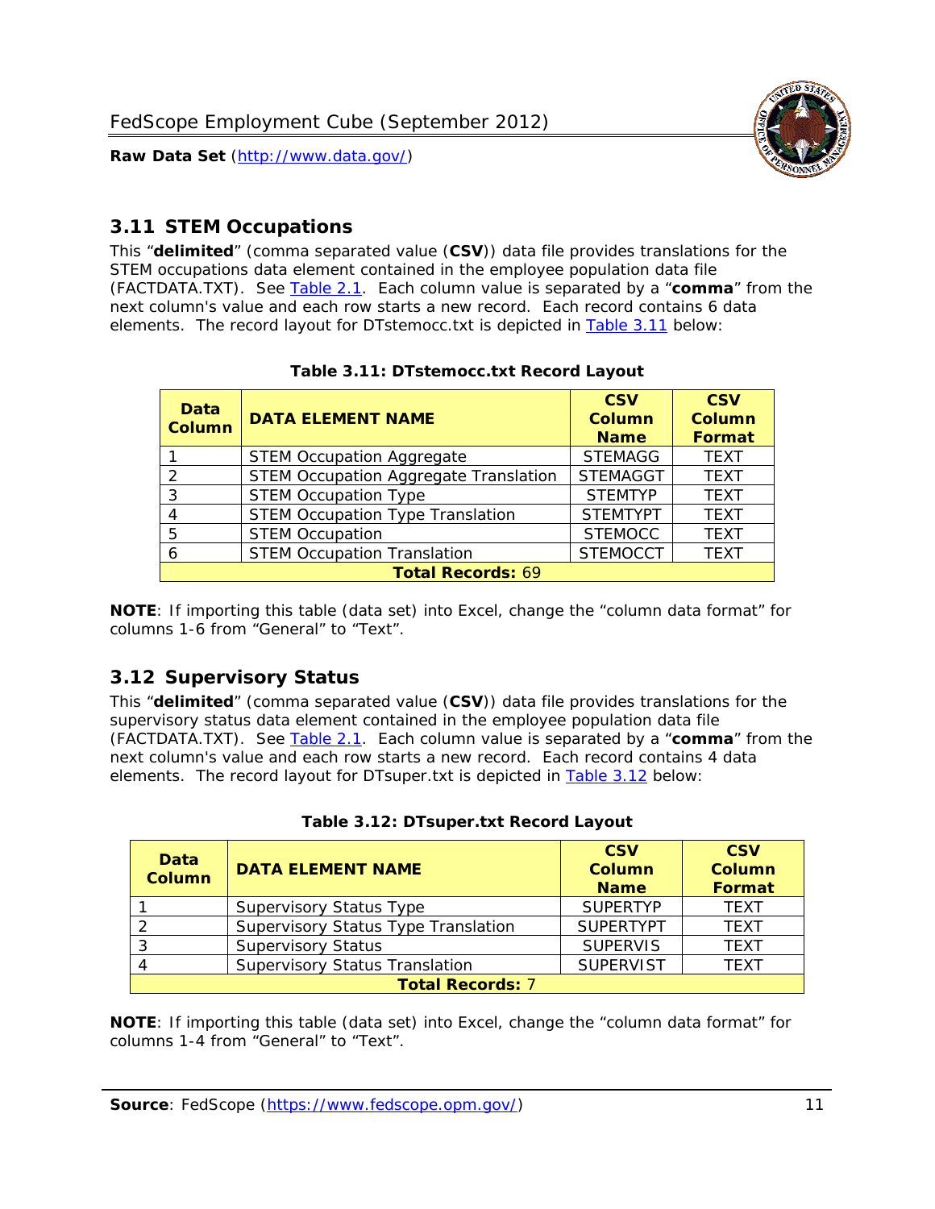## 3.11 STEM Occupations

This "**delimited**" (comma separated value (**CSV**)) data file provides translations for the STEM occupations data element contained in the employee population data file (FACTDATA.TXT). See Table 2.1. Each column value is separated by a "**comma**" from the next column's value and each row starts a new record. Each record contains 6 data elements. The record layout for DTstemocc.txt is depicted in Table 3.11 below:

**Table 3.11: DTstemocc.txt Record Layout**

| Data Column | DATA ELEMENT NAME | CSV Column Name | CSV Column Format |
|---|---|---|---|
| 1 | STEM Occupation Aggregate | STEMAGG | TEXT |
| 2 | STEM Occupation Aggregate Translation | STEMAGGT | TEXT |
| 3 | STEM Occupation Type | STEMTYP | TEXT |
| 4 | STEM Occupation Type Translation | STEMTYPT | TEXT |
| 5 | STEM Occupation | STEMOCC | TEXT |
| 6 | STEM Occupation Translation | STEMOCCT | TEXT |
| **Total Records:** 69 | | | |

**NOTE**: If importing this table (data set) into Excel, change the "column data format" for columns 1-6 from "General" to "Text".

## 3.12 Supervisory Status

This "**delimited**" (comma separated value (**CSV**)) data file provides translations for the supervisory status data element contained in the employee population data file (FACTDATA.TXT). See Table 2.1. Each column value is separated by a "**comma**" from the next column's value and each row starts a new record. Each record contains 4 data elements. The record layout for DTsuper.txt is depicted in Table 3.12 below:

**Table 3.12: DTsuper.txt Record Layout**

| Data Column | DATA ELEMENT NAME | CSV Column Name | CSV Column Format |
|---|---|---|---|
| 1 | Supervisory Status Type | SUPERTYP | TEXT |
| 2 | Supervisory Status Type Translation | SUPERTYPT | TEXT |
| 3 | Supervisory Status | SUPERVIS | TEXT |
| 4 | Supervisory Status Translation | SUPERVIST | TEXT |
| **Total Records:** 7 | | | |

**NOTE**: If importing this table (data set) into Excel, change the "column data format" for columns 1-4 from "General" to "Text".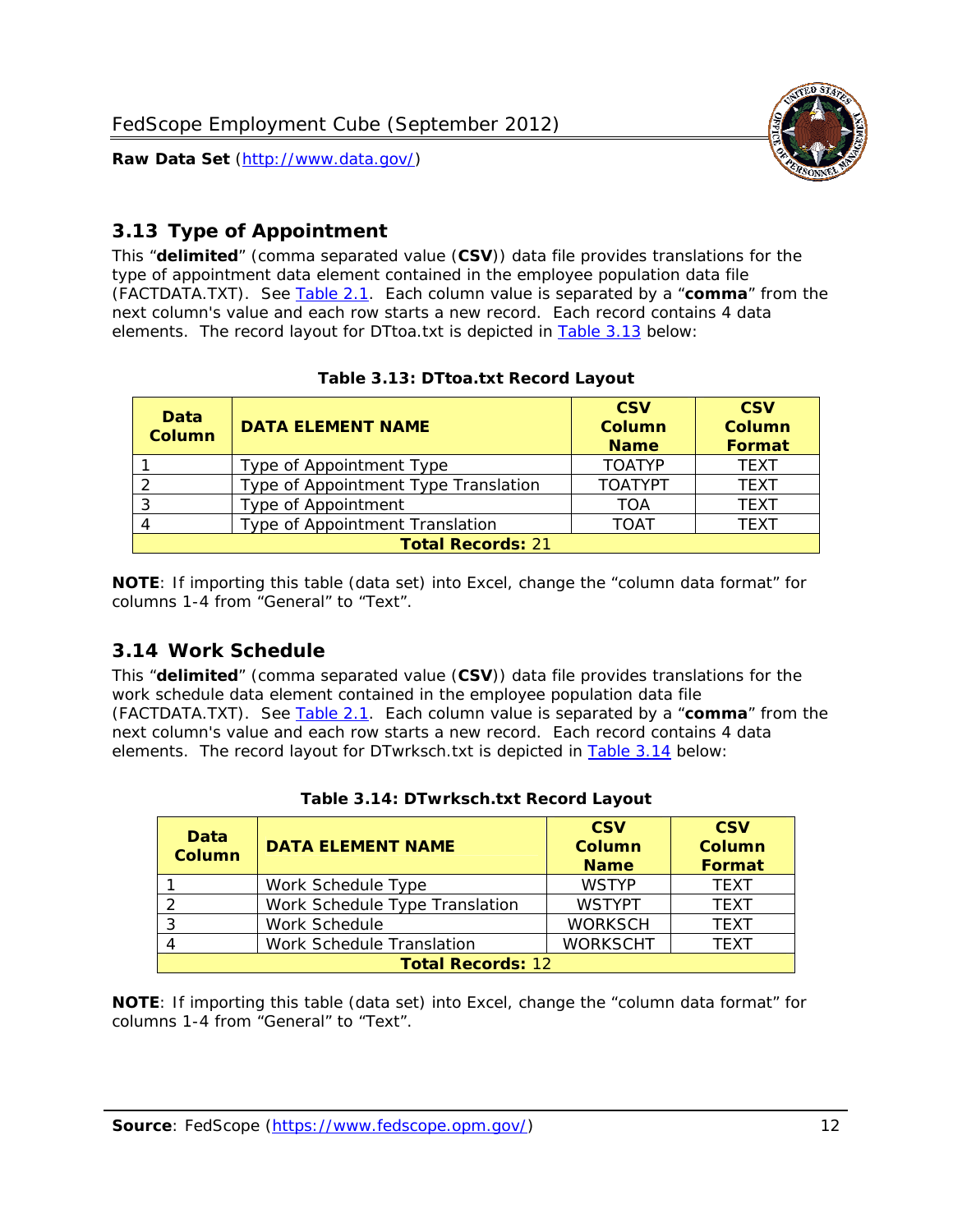## 3.13 Type of Appointment

This "**delimited**" (comma separated value (**CSV**)) data file provides translations for the type of appointment data element contained in the employee population data file (FACTDATA.TXT). See Table 2.1. Each column value is separated by a "**comma**" from the next column's value and each row starts a new record. Each record contains 4 data elements. The record layout for DTtoa.txt is depicted in Table 3.13 below:

**Table 3.13: DTtoa.txt Record Layout**

| Data Column | DATA ELEMENT NAME | CSV Column Name | CSV Column Format |
|---|---|---|---|
| 1 | Type of Appointment Type | TOATYP | TEXT |
| 2 | Type of Appointment Type Translation | TOATYPT | TEXT |
| 3 | Type of Appointment | TOA | TEXT |
| 4 | Type of Appointment Translation | TOAT | TEXT |
| **Total Records:** 21 | | | |

**NOTE**: If importing this table (data set) into Excel, change the "column data format" for columns 1-4 from "General" to "Text".

## 3.14 Work Schedule

This "**delimited**" (comma separated value (**CSV**)) data file provides translations for the work schedule data element contained in the employee population data file (FACTDATA.TXT). See Table 2.1. Each column value is separated by a "**comma**" from the next column's value and each row starts a new record. Each record contains 4 data elements. The record layout for DTwrksch.txt is depicted in Table 3.14 below:

**Table 3.14: DTwrksch.txt Record Layout**

| Data Column | DATA ELEMENT NAME | CSV Column Name | CSV Column Format |
|---|---|---|---|
| 1 | Work Schedule Type | WSTYP | TEXT |
| 2 | Work Schedule Type Translation | WSTYPT | TEXT |
| 3 | Work Schedule | WORKSCH | TEXT |
| 4 | Work Schedule Translation | WORKSCHT | TEXT |
| **Total Records:** 12 | | | |

**NOTE**: If importing this table (data set) into Excel, change the "column data format" for columns 1-4 from "General" to "Text".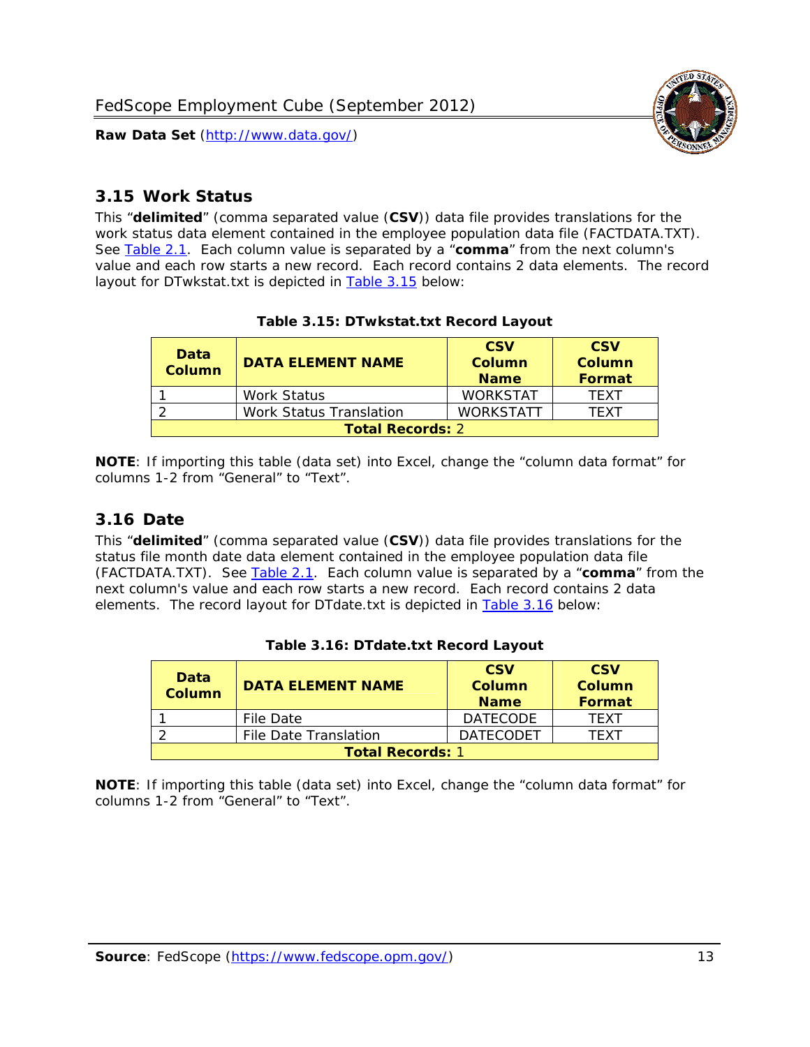## 3.15 Work Status

This "**delimited**" (comma separated value (**CSV**)) data file provides translations for the work status data element contained in the employee population data file (FACTDATA.TXT). See Table 2.1. Each column value is separated by a "**comma**" from the next column's value and each row starts a new record. Each record contains 2 data elements. The record layout for DTwkstat.txt is depicted in Table 3.15 below:

**Table 3.15: DTwkstat.txt Record Layout**

| Data Column | DATA ELEMENT NAME | CSV Column Name | CSV Column Format |
|---|---|---|---|
| 1 | Work Status | WORKSTAT | TEXT |
| 2 | Work Status Translation | WORKSTATT | TEXT |
| **Total Records:** 2 | | | |

**NOTE**: If importing this table (data set) into Excel, change the "column data format" for columns 1-2 from "General" to "Text".

## 3.16 Date

This "**delimited**" (comma separated value (**CSV**)) data file provides translations for the status file month date data element contained in the employee population data file (FACTDATA.TXT). See Table 2.1. Each column value is separated by a "**comma**" from the next column's value and each row starts a new record. Each record contains 2 data elements. The record layout for DTdate.txt is depicted in Table 3.16 below:

**Table 3.16: DTdate.txt Record Layout**

| Data Column | DATA ELEMENT NAME | CSV Column Name | CSV Column Format |
|---|---|---|---|
| 1 | File Date | DATECODE | TEXT |
| 2 | File Date Translation | DATECODET | TEXT |
| **Total Records:** 1 | | | |

**NOTE**: If importing this table (data set) into Excel, change the "column data format" for columns 1-2 from "General" to "Text".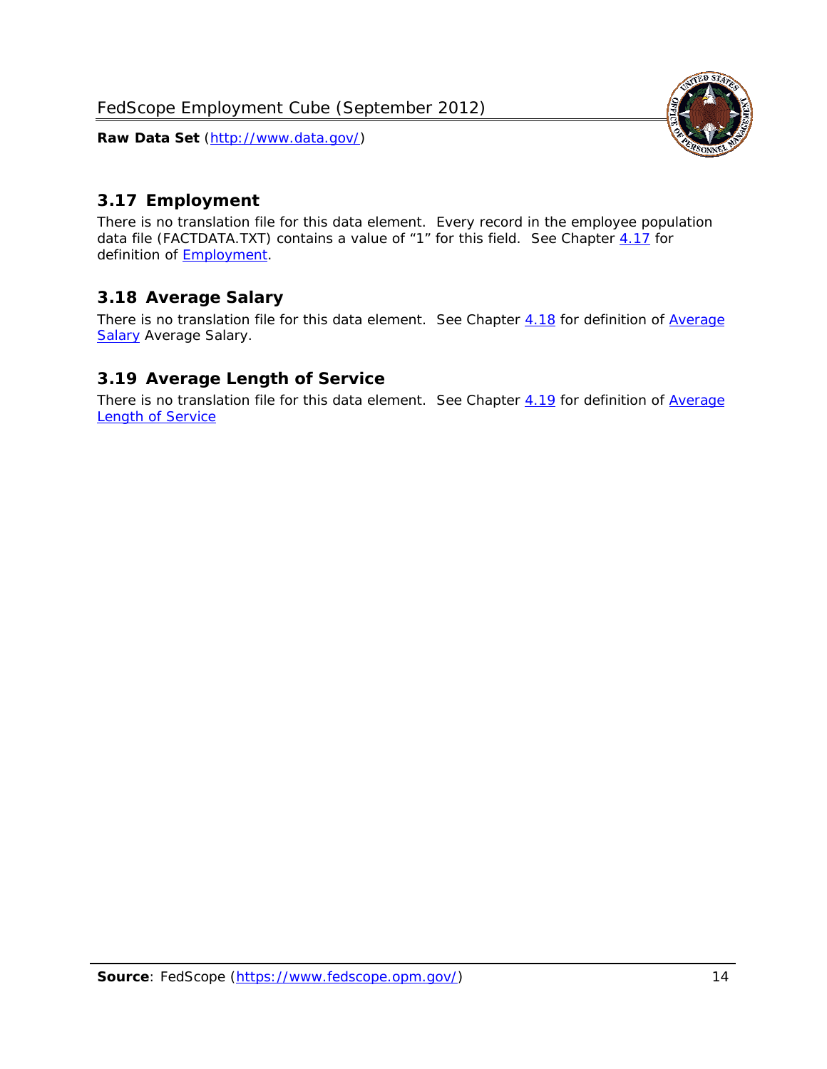## 3.17 Employment

There is no translation file for this data element. Every record in the employee population data file (FACTDATA.TXT) contains a value of "1" for this field. See Chapter 4.17 for definition of Employment.

## 3.18 Average Salary

There is no translation file for this data element. See Chapter 4.18 for definition of Average Salary Average Salary.

## 3.19 Average Length of Service

There is no translation file for this data element. See Chapter 4.19 for definition of Average Length of Service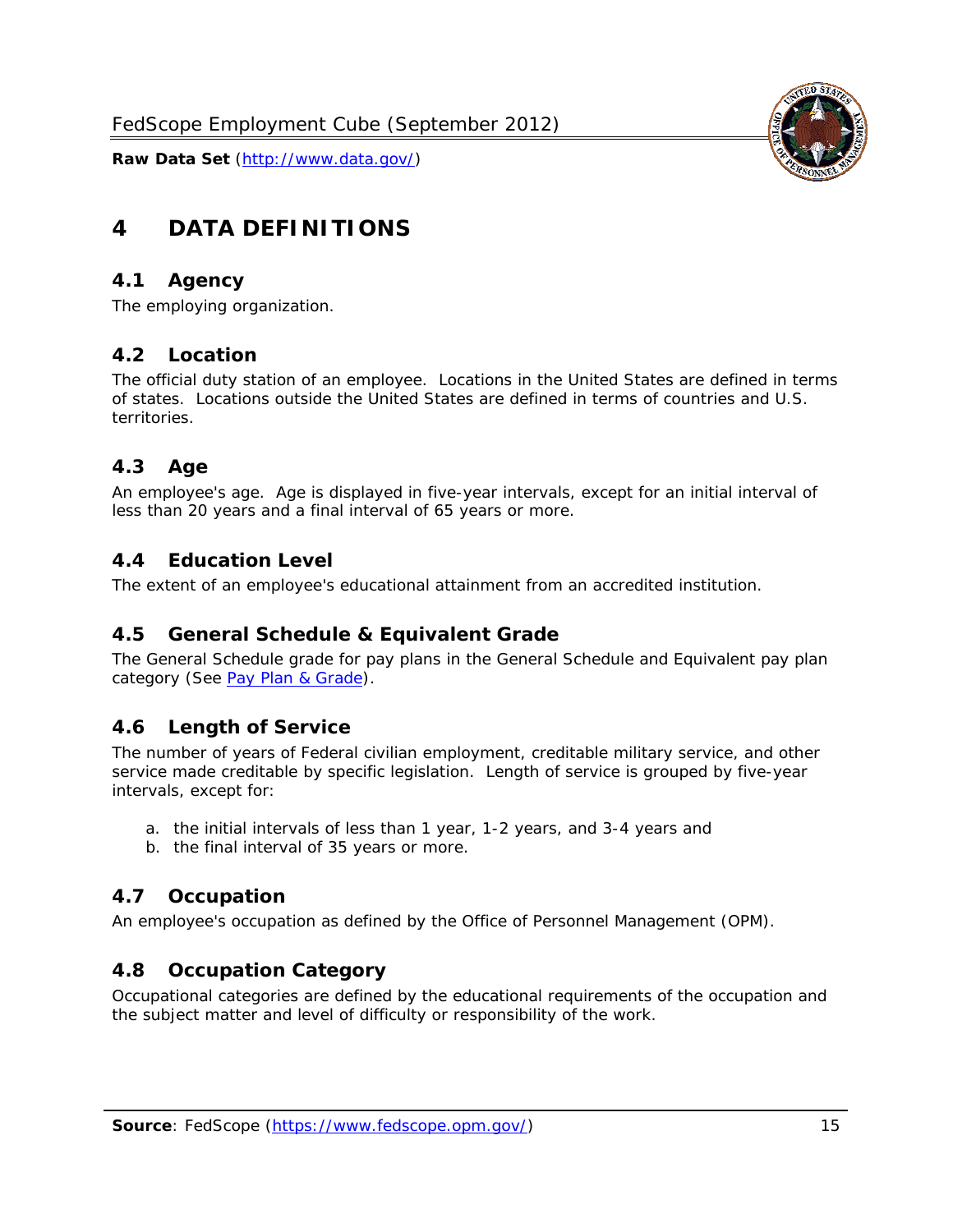# 4 DATA DEFINITIONS

## 4.1 Agency

The employing organization.

## 4.2 Location

The official duty station of an employee. Locations in the United States are defined in terms of states. Locations outside the United States are defined in terms of countries and U.S. territories.

## 4.3 Age

An employee's age. Age is displayed in five-year intervals, except for an initial interval of less than 20 years and a final interval of 65 years or more.

## 4.4 Education Level

The extent of an employee's educational attainment from an accredited institution.

## 4.5 General Schedule & Equivalent Grade

The General Schedule grade for pay plans in the General Schedule and Equivalent pay plan category (See Pay Plan & Grade).

## 4.6 Length of Service

The number of years of Federal civilian employment, creditable military service, and other service made creditable by specific legislation. Length of service is grouped by five-year intervals, except for:

a. the initial intervals of less than 1 year, 1-2 years, and 3-4 years and
b. the final interval of 35 years or more.

## 4.7 Occupation

An employee's occupation as defined by the Office of Personnel Management (OPM).

## 4.8 Occupation Category

Occupational categories are defined by the educational requirements of the occupation and the subject matter and level of difficulty or responsibility of the work.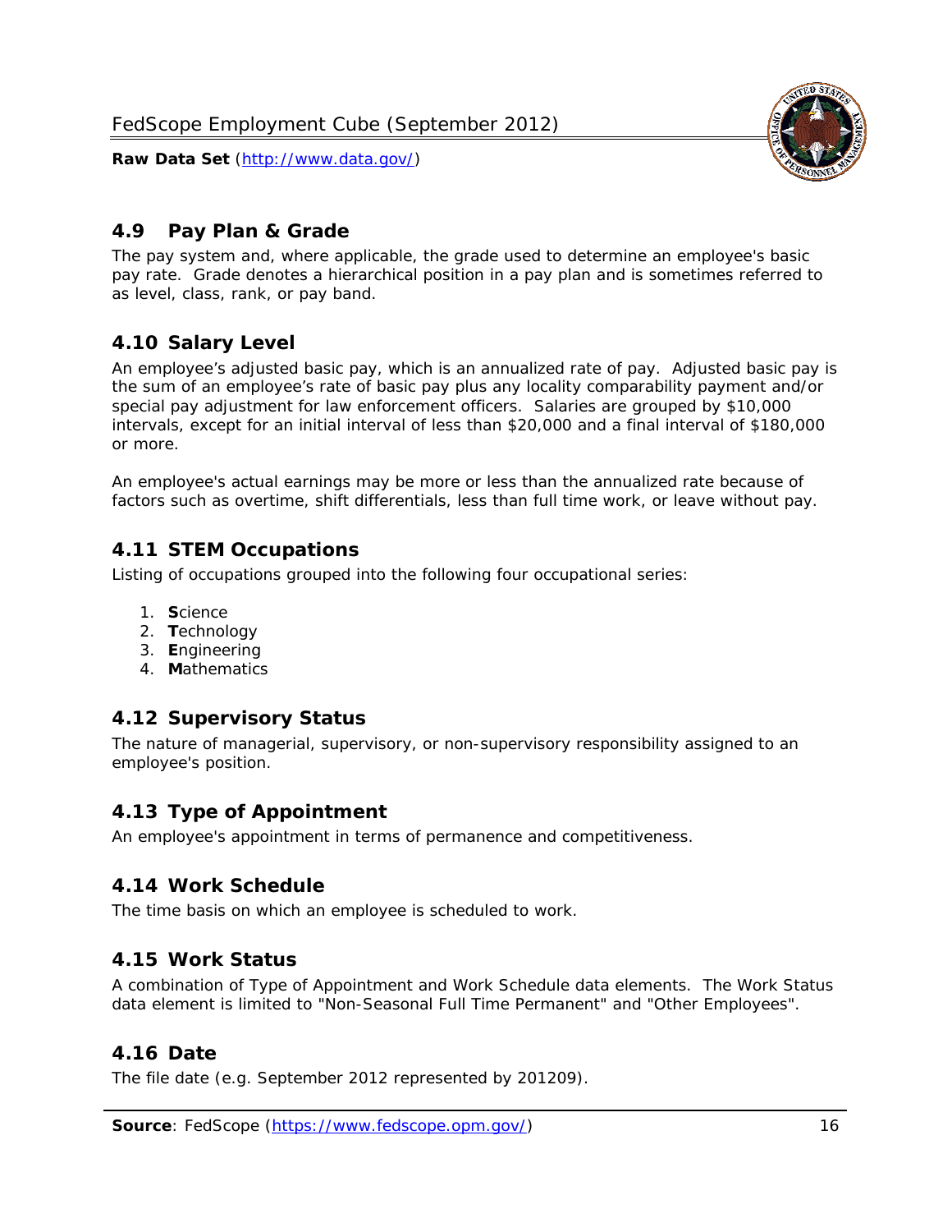## 4.9 Pay Plan & Grade

The pay system and, where applicable, the grade used to determine an employee's basic pay rate. Grade denotes a hierarchical position in a pay plan and is sometimes referred to as level, class, rank, or pay band.

## 4.10 Salary Level

An employee's adjusted basic pay, which is an annualized rate of pay. Adjusted basic pay is the sum of an employee's rate of basic pay plus any locality comparability payment and/or special pay adjustment for law enforcement officers. Salaries are grouped by $10,000 intervals, except for an initial interval of less than $20,000 and a final interval of $180,000 or more.

An employee's actual earnings may be more or less than the annualized rate because of factors such as overtime, shift differentials, less than full time work, or leave without pay.

## 4.11 STEM Occupations

Listing of occupations grouped into the following four occupational series:

1. **S**cience
2. **T**echnology
3. **E**ngineering
4. **M**athematics

## 4.12 Supervisory Status

The nature of managerial, supervisory, or non-supervisory responsibility assigned to an employee's position.

## 4.13 Type of Appointment

An employee's appointment in terms of permanence and competitiveness.

## 4.14 Work Schedule

The time basis on which an employee is scheduled to work.

## 4.15 Work Status

A combination of Type of Appointment and Work Schedule data elements. The Work Status data element is limited to "Non-Seasonal Full Time Permanent" and "Other Employees".

## 4.16 Date

The file date (e.g. September 2012 represented by 201209).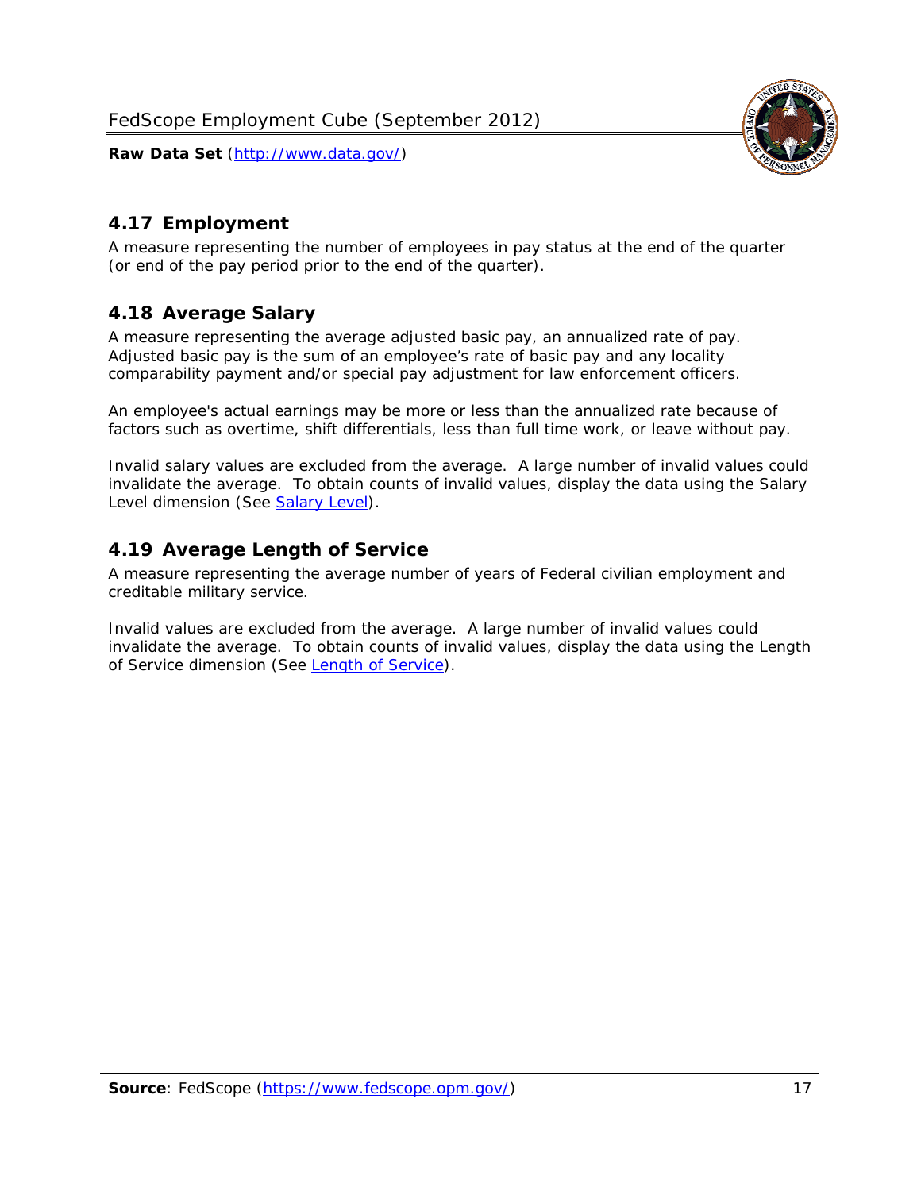## 4.17 Employment

A measure representing the number of employees in pay status at the end of the quarter (or end of the pay period prior to the end of the quarter).

## 4.18 Average Salary

A measure representing the average adjusted basic pay, an annualized rate of pay. Adjusted basic pay is the sum of an employee's rate of basic pay and any locality comparability payment and/or special pay adjustment for law enforcement officers.

An employee's actual earnings may be more or less than the annualized rate because of factors such as overtime, shift differentials, less than full time work, or leave without pay.

Invalid salary values are excluded from the average. A large number of invalid values could invalidate the average. To obtain counts of invalid values, display the data using the Salary Level dimension (See Salary Level).

## 4.19 Average Length of Service

A measure representing the average number of years of Federal civilian employment and creditable military service.

Invalid values are excluded from the average. A large number of invalid values could invalidate the average. To obtain counts of invalid values, display the data using the Length of Service dimension (See Length of Service).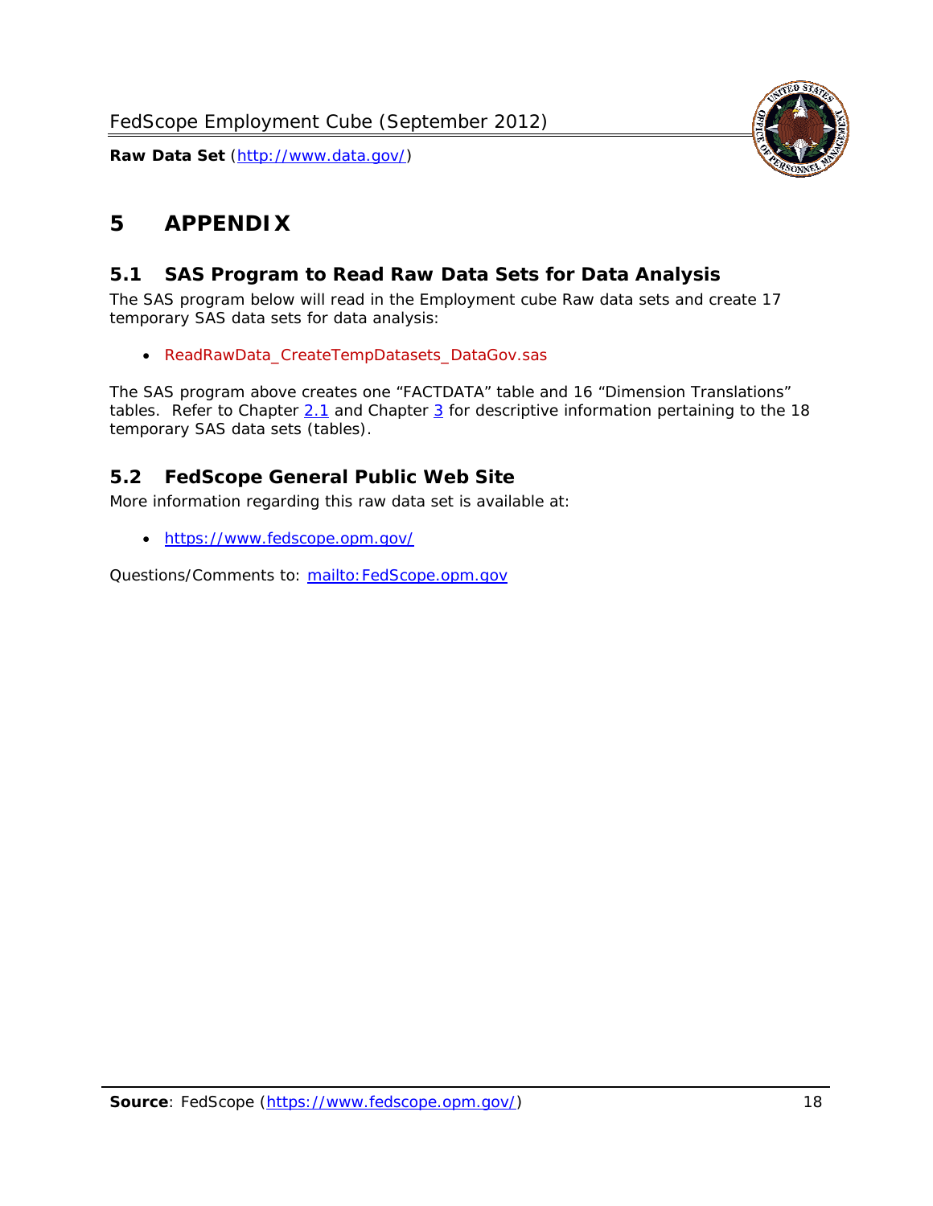# 5 APPENDIX

## 5.1 SAS Program to Read Raw Data Sets for Data Analysis

The SAS program below will read in the Employment cube Raw data sets and create 17 temporary SAS data sets for data analysis:

- ReadRawData_CreateTempDatasets_DataGov.sas

The SAS program above creates one "FACTDATA" table and 16 "Dimension Translations" tables. Refer to Chapter 2.1 and Chapter 3 for descriptive information pertaining to the 18 temporary SAS data sets (tables).

## 5.2 FedScope General Public Web Site

More information regarding this raw data set is available at:

- https://www.fedscope.opm.gov/

Questions/Comments to: mailto:FedScope.opm.gov